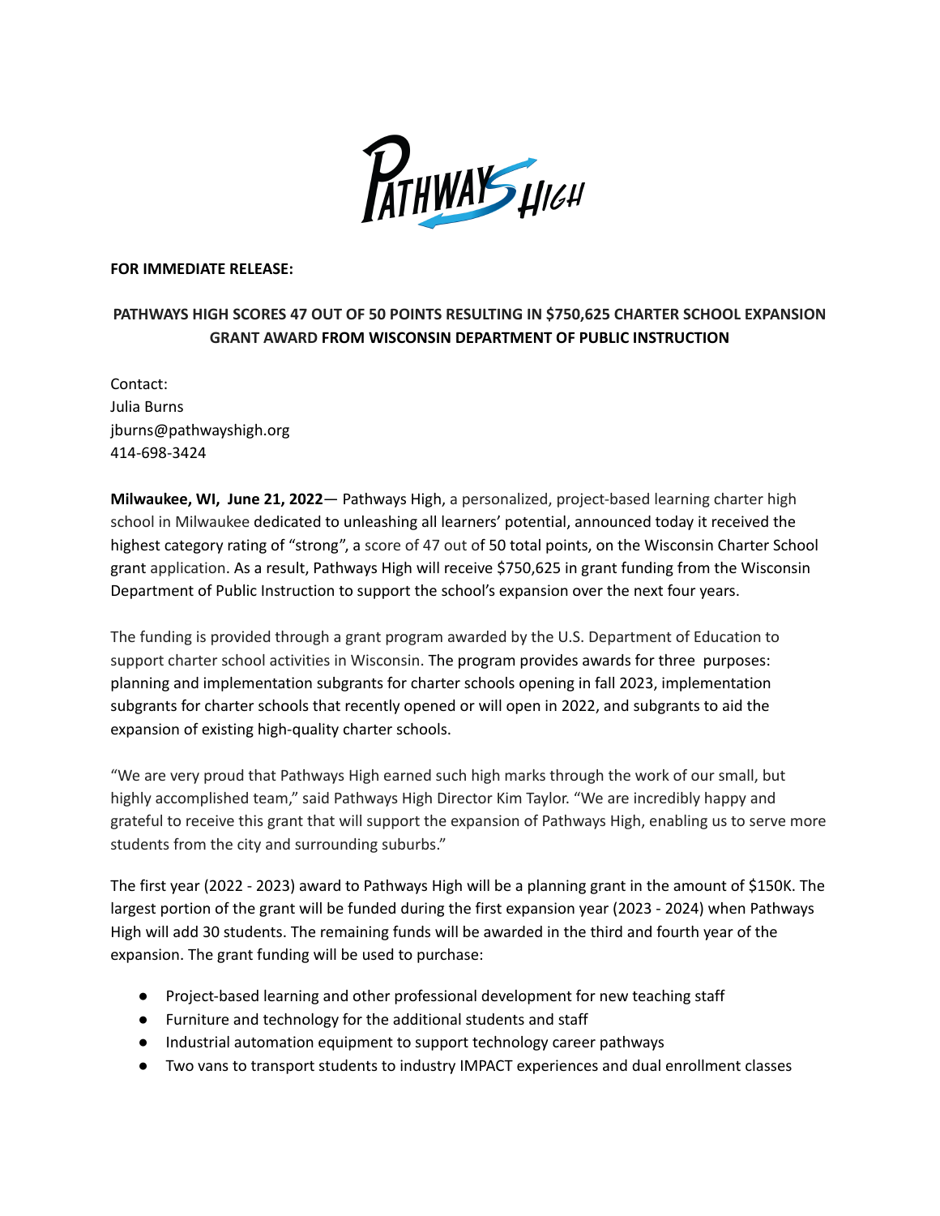**FOR IMMEDIATE RELEASE:**

**PATHWAYS HIGH SCORES 47 OUT OF 50 POINTS RESULTING IN $750,625 CHARTER SCHOOL EXPANSION GRANT AWARD FROM WISCONSIN DEPARTMENT OF PUBLIC INSTRUCTION**

Contact:
Julia Burns
jburns@pathwayshigh.org
414-698-3424

**Milwaukee, WI, June 21, 2022**— Pathways High, a personalized, project-based learning charter high school in Milwaukee dedicated to unleashing all learners' potential, announced today it received the highest category rating of "strong", a score of 47 out of 50 total points, on the Wisconsin Charter School grant application. As a result, Pathways High will receive $750,625 in grant funding from the Wisconsin Department of Public Instruction to support the school's expansion over the next four years.

The funding is provided through a grant program awarded by the U.S. Department of Education to support charter school activities in Wisconsin. The program provides awards for three purposes: planning and implementation subgrants for charter schools opening in fall 2023, implementation subgrants for charter schools that recently opened or will open in 2022, and subgrants to aid the expansion of existing high-quality charter schools.

"We are very proud that Pathways High earned such high marks through the work of our small, but highly accomplished team," said Pathways High Director Kim Taylor. "We are incredibly happy and grateful to receive this grant that will support the expansion of Pathways High, enabling us to serve more students from the city and surrounding suburbs."

The first year (2022 - 2023) award to Pathways High will be a planning grant in the amount of $150K. The largest portion of the grant will be funded during the first expansion year (2023 - 2024) when Pathways High will add 30 students. The remaining funds will be awarded in the third and fourth year of the expansion. The grant funding will be used to purchase:

- Project-based learning and other professional development for new teaching staff
- Furniture and technology for the additional students and staff
- Industrial automation equipment to support technology career pathways
- Two vans to transport students to industry IMPACT experiences and dual enrollment classes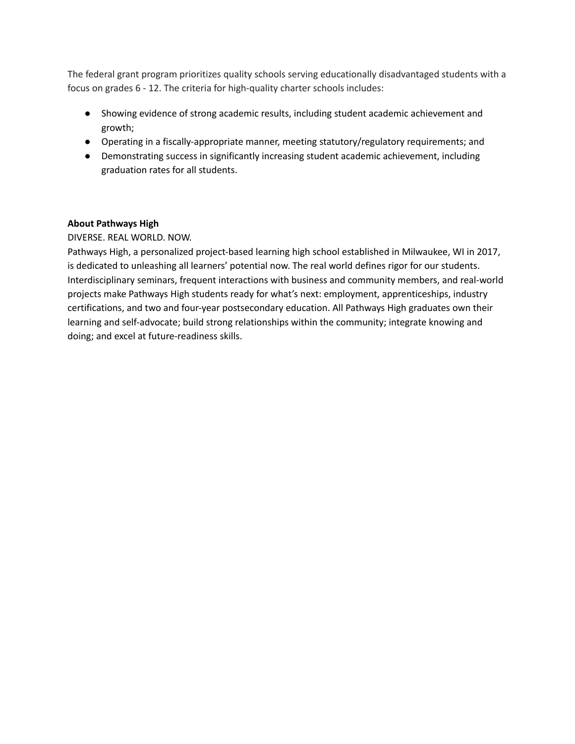The federal grant program prioritizes quality schools serving educationally disadvantaged students with a focus on grades 6 - 12. The criteria for high-quality charter schools includes:

- Showing evidence of strong academic results, including student academic achievement and growth;
- Operating in a fiscally-appropriate manner, meeting statutory/regulatory requirements; and
- Demonstrating success in significantly increasing student academic achievement, including graduation rates for all students.

**About Pathways High**

DIVERSE. REAL WORLD. NOW.

Pathways High, a personalized project-based learning high school established in Milwaukee, WI in 2017, is dedicated to unleashing all learners' potential now. The real world defines rigor for our students. Interdisciplinary seminars, frequent interactions with business and community members, and real-world projects make Pathways High students ready for what's next: employment, apprenticeships, industry certifications, and two and four-year postsecondary education. All Pathways High graduates own their learning and self-advocate; build strong relationships within the community; integrate knowing and doing; and excel at future-readiness skills.